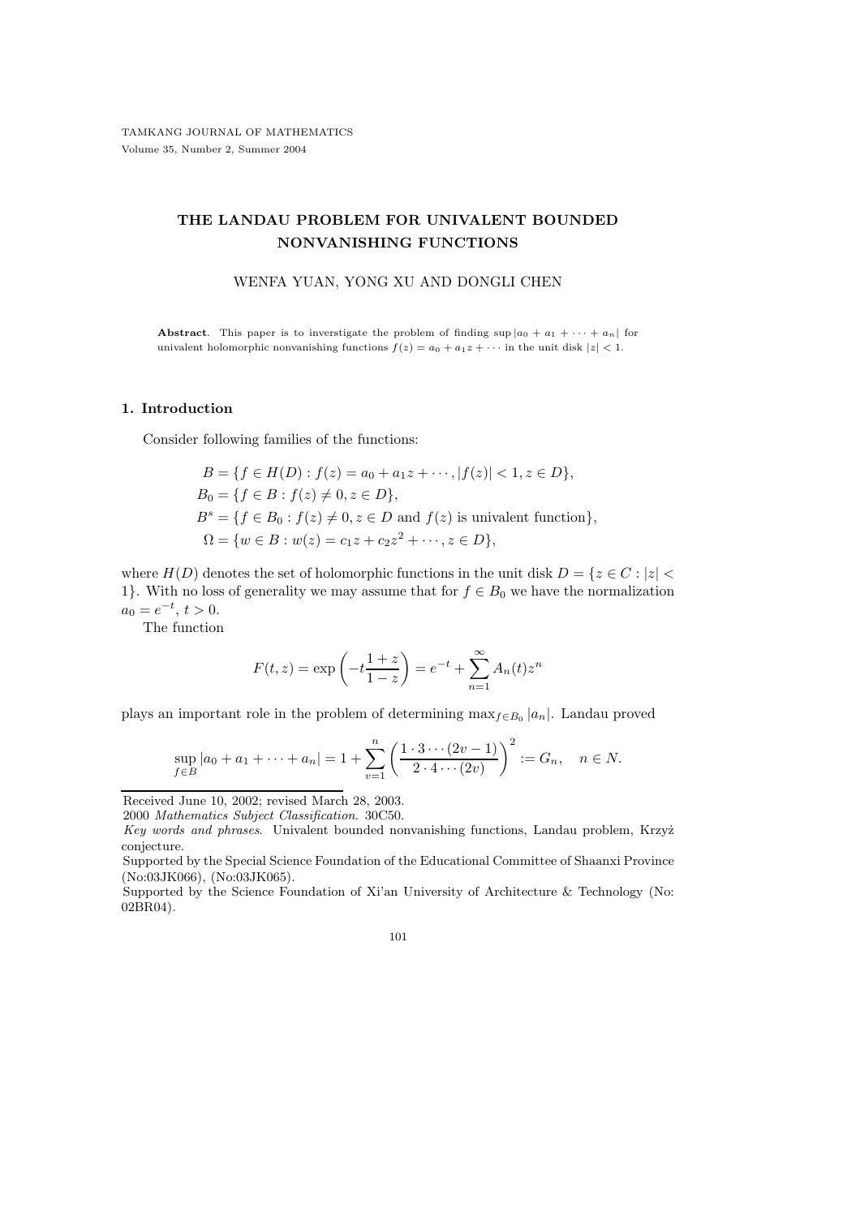# THE LANDAU PROBLEM FOR UNIVALENT BOUNDED NONVANISHING FUNCTIONS

WENFA YUAN, YONG XU AND DONGLI CHEN

**Abstract**. This paper is to inverstigate the problem of finding $\sup |a_0 + a_1 + \cdots + a_n|$ for univalent holomorphic nonvanishing functions $f(z) = a_0 + a_1 z + \cdots$ in the unit disk $|z| < 1$.

## 1. Introduction

Consider following families of the functions:

$$\begin{aligned}
B &= \{f \in H(D) : f(z) = a_0 + a_1 z + \cdots, |f(z)| < 1, z \in D\},\\
B_0 &= \{f \in B : f(z) \neq 0, z \in D\},\\
B^s &= \{f \in B_0 : f(z) \neq 0, z \in D \text{ and } f(z) \text{ is univalent function}\},\\
\Omega &= \{w \in B : w(z) = c_1 z + c_2 z^2 + \cdots, z \in D\},
\end{aligned}$$

where $H(D)$ denotes the set of holomorphic functions in the unit disk $D = \{z \in C : |z| < 1\}$. With no loss of generality we may assume that for $f \in B_0$ we have the normalization $a_0 = e^{-t}$, $t > 0$.

The function

$$F(t, z) = \exp\left(-t\frac{1+z}{1-z}\right) = e^{-t} + \sum_{n=1}^{\infty} A_n(t) z^n$$

plays an important role in the problem of determining $\max_{f \in B_0} |a_n|$. Landau proved

$$\sup_{f \in B} |a_0 + a_1 + \cdots + a_n| = 1 + \sum_{v=1}^{n} \left(\frac{1 \cdot 3 \cdots (2v-1)}{2 \cdot 4 \cdots (2v)}\right)^2 := G_n, \quad n \in N.$$

Received June 10, 2002; revised March 28, 2003.

2000 *Mathematics Subject Classification*. 30C50.

*Key words and phrases*. Univalent bounded nonvanishing functions, Landau problem, Krzyż conjecture.

Supported by the Special Science Foundation of the Educational Committee of Shaanxi Province (No:03JK066), (No:03JK065).

Supported by the Science Foundation of Xi'an University of Architecture & Technology (No: 02BR04).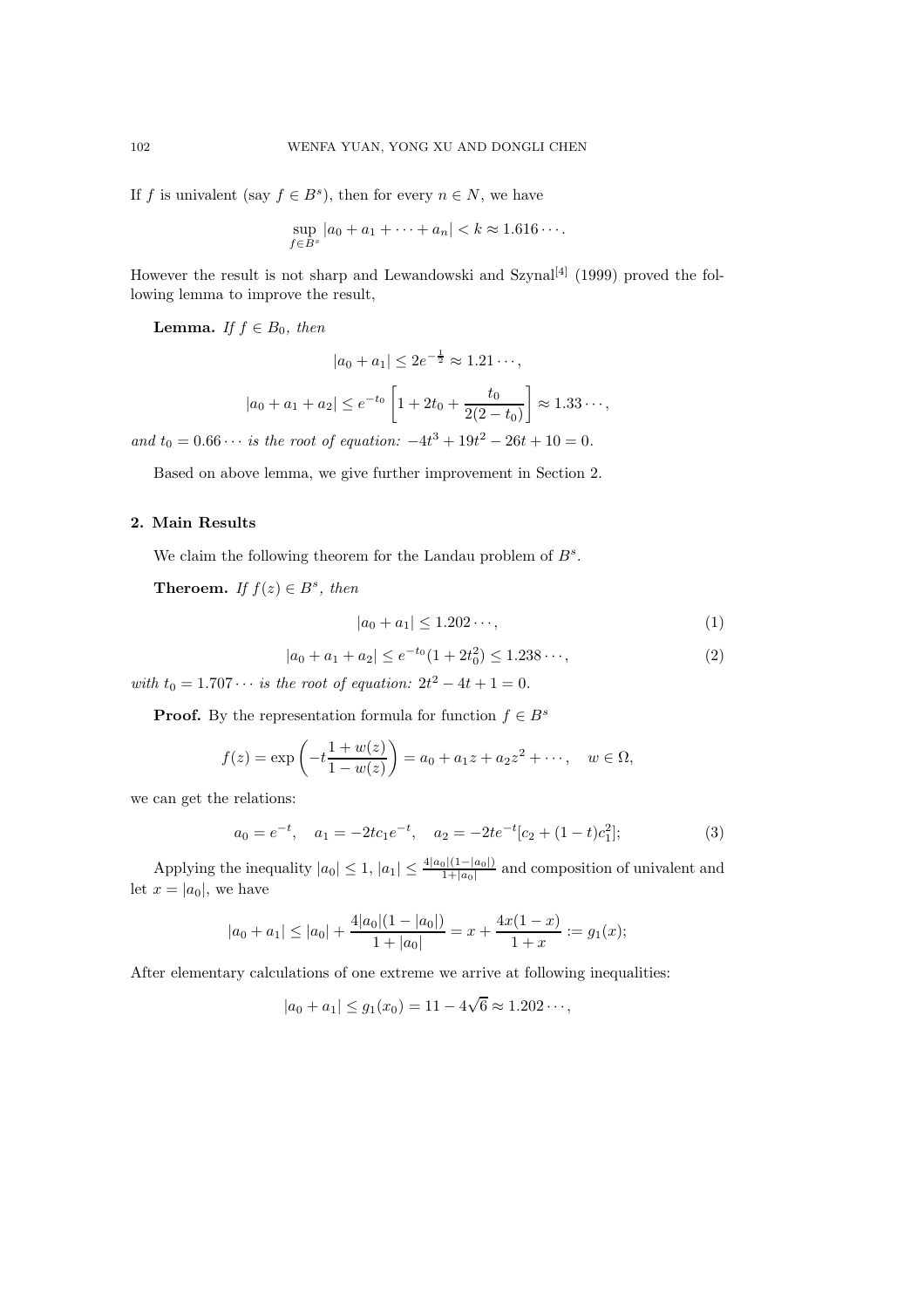If $f$ is univalent (say $f \in B^s$), then for every $n \in N$, we have

$$\sup_{f \in B^s} |a_0 + a_1 + \cdots + a_n| < k \approx 1.616 \cdots .$$

However the result is not sharp and Lewandowski and Szynal[4] (1999) proved the following lemma to improve the result,

**Lemma.** *If $f \in B_0$, then*

$$|a_0 + a_1| \leq 2e^{-\frac{1}{2}} \approx 1.21 \cdots ,$$

$$|a_0 + a_1 + a_2| \leq e^{-t_0} \left[ 1 + 2t_0 + \frac{t_0}{2(2 - t_0)} \right] \approx 1.33 \cdots ,$$

*and $t_0 = 0.66 \cdots$ is the root of equation: $-4t^3 + 19t^2 - 26t + 10 = 0$.*

Based on above lemma, we give further improvement in Section 2.

## 2. Main Results

We claim the following theorem for the Landau problem of $B^s$.

**Theroem.** *If $f(z) \in B^s$, then*

$$|a_0 + a_1| \leq 1.202 \cdots , \tag{1}$$

$$|a_0 + a_1 + a_2| \leq e^{-t_0}(1 + 2t_0^2) \leq 1.238 \cdots , \tag{2}$$

*with $t_0 = 1.707 \cdots$ is the root of equation: $2t^2 - 4t + 1 = 0$.*

**Proof.** By the representation formula for function $f \in B^s$

$$f(z) = \exp\left( -t \frac{1 + w(z)}{1 - w(z)} \right) = a_0 + a_1 z + a_2 z^2 + \cdots , \quad w \in \Omega,$$

we can get the relations:

$$a_0 = e^{-t}, \quad a_1 = -2tc_1 e^{-t}, \quad a_2 = -2te^{-t}[c_2 + (1 - t)c_1^2]; \tag{3}$$

Applying the inequality $|a_0| \leq 1$, $|a_1| \leq \frac{4|a_0|(1-|a_0|)}{1+|a_0|}$ and composition of univalent and let $x = |a_0|$, we have

$$|a_0 + a_1| \leq |a_0| + \frac{4|a_0|(1 - |a_0|)}{1 + |a_0|} = x + \frac{4x(1 - x)}{1 + x} := g_1(x);$$

After elementary calculations of one extreme we arrive at following inequalities:

$$|a_0 + a_1| \leq g_1(x_0) = 11 - 4\sqrt{6} \approx 1.202 \cdots ,$$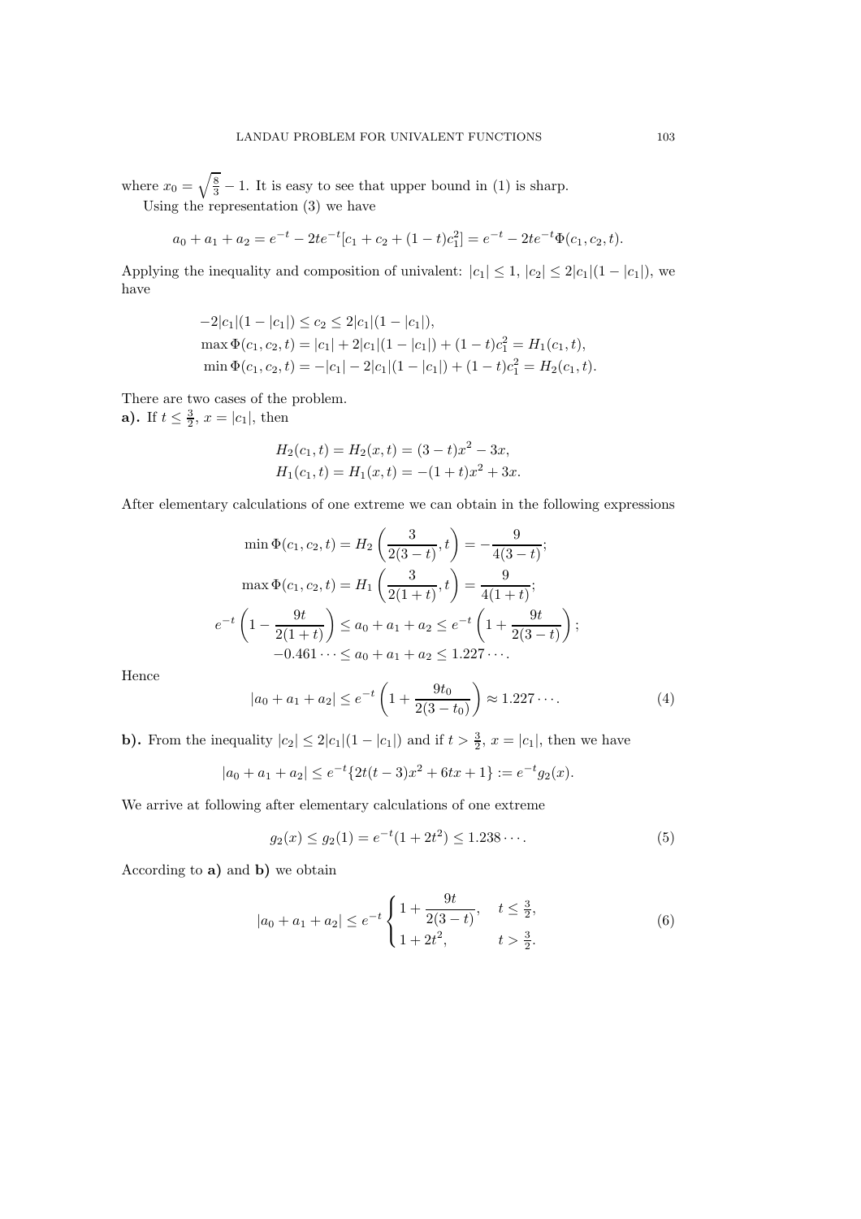where $x_0 = \sqrt{\frac{8}{3}} - 1$. It is easy to see that upper bound in (1) is sharp.

Using the representation (3) we have

$$a_0 + a_1 + a_2 = e^{-t} - 2te^{-t}[c_1 + c_2 + (1-t)c_1^2] = e^{-t} - 2te^{-t}\Phi(c_1, c_2, t).$$

Applying the inequality and composition of univalent: $|c_1| \le 1$, $|c_2| \le 2|c_1|(1 - |c_1|)$, we have

$$\begin{aligned}
&-2|c_1|(1-|c_1|) \le c_2 \le 2|c_1|(1-|c_1|), \\
&\max \Phi(c_1, c_2, t) = |c_1| + 2|c_1|(1-|c_1|) + (1-t)c_1^2 = H_1(c_1, t), \\
&\min \Phi(c_1, c_2, t) = -|c_1| - 2|c_1|(1-|c_1|) + (1-t)c_1^2 = H_2(c_1, t).
\end{aligned}$$

There are two cases of the problem.

**a).** If $t \le \frac{3}{2}$, $x = |c_1|$, then

$$\begin{aligned}
H_2(c_1, t) &= H_2(x, t) = (3-t)x^2 - 3x, \\
H_1(c_1, t) &= H_1(x, t) = -(1+t)x^2 + 3x.
\end{aligned}$$

After elementary calculations of one extreme we can obtain in the following expressions

$$\begin{gathered}
\min \Phi(c_1, c_2, t) = H_2\left(\frac{3}{2(3-t)}, t\right) = -\frac{9}{4(3-t)}; \\
\max \Phi(c_1, c_2, t) = H_1\left(\frac{3}{2(1+t)}, t\right) = \frac{9}{4(1+t)}; \\
e^{-t}\left(1 - \frac{9t}{2(1+t)}\right) \le a_0 + a_1 + a_2 \le e^{-t}\left(1 + \frac{9t}{2(3-t)}\right); \\
-0.461\cdots \le a_0 + a_1 + a_2 \le 1.227\cdots.
\end{gathered}$$

Hence

$$|a_0 + a_1 + a_2| \le e^{-t}\left(1 + \frac{9t_0}{2(3-t_0)}\right) \approx 1.227\cdots. \tag{4}$$

**b).** From the inequality $|c_2| \le 2|c_1|(1-|c_1|)$ and if $t > \frac{3}{2}$, $x = |c_1|$, then we have

$$|a_0 + a_1 + a_2| \le e^{-t}\{2t(t-3)x^2 + 6tx + 1\} := e^{-t}g_2(x).$$

We arrive at following after elementary calculations of one extreme

$$g_2(x) \le g_2(1) = e^{-t}(1 + 2t^2) \le 1.238\cdots. \tag{5}$$

According to **a)** and **b)** we obtain

$$|a_0 + a_1 + a_2| \le e^{-t}\begin{cases} 1 + \dfrac{9t}{2(3-t)}, & t \le \frac{3}{2}, \\ 1 + 2t^2, & t > \frac{3}{2}. \end{cases} \tag{6}$$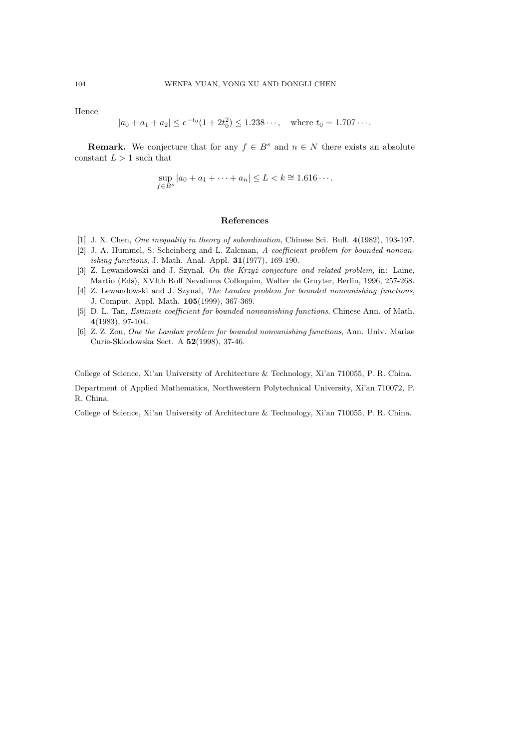Hence

$$|a_0 + a_1 + a_2| \le e^{-t_0}(1 + 2t_0^2) \le 1.238\cdots, \quad \text{where } t_0 = 1.707\cdots.$$

**Remark.** We conjecture that for any $f \in B^s$ and $n \in N$ there exists an absolute constant $L > 1$ such that

$$\sup_{f\in B^s} |a_0 + a_1 + \cdots + a_n| \le L < k \cong 1.616\cdots.$$

## References

[1] J. X. Chen, *One inequality in theory of subordination*, Chinese Sci. Bull. **4**(1982), 193-197.

[2] J. A. Hummel, S. Scheinberg and L. Zalcman, *A coefficient problem for bounded nonvanishing functions*, J. Math. Anal. Appl. **31**(1977), 169-190.

[3] Z. Lewandowski and J. Szynal, *On the Krzyż conjecture and related problem*, in: Laine, Martio (Eds), XVIth Rolf Nevalinna Colloquim, Walter de Gruyter, Berlin, 1996, 257-268.

[4] Z. Lewandowski and J. Szynal, *The Landau problem for bounded nonvanishing functions*, J. Comput. Appl. Math. **105**(1999), 367-369.

[5] D. L. Tan, *Estimate coefficient for bounded nonvanishing functions*, Chinese Ann. of Math. **4**(1983), 97-104.

[6] Z. Z. Zou, *One the Landau problem for bounded nonvanishing functions*, Ann. Univ. Mariae Curie-Sklodowska Sect. A **52**(1998), 37-46.

College of Science, Xi'an University of Architecture & Technology, Xi'an 710055, P. R. China.

Department of Applied Mathematics, Northwestern Polytechnical University, Xi'an 710072, P. R. China.

College of Science, Xi'an University of Architecture & Technology, Xi'an 710055, P. R. China.